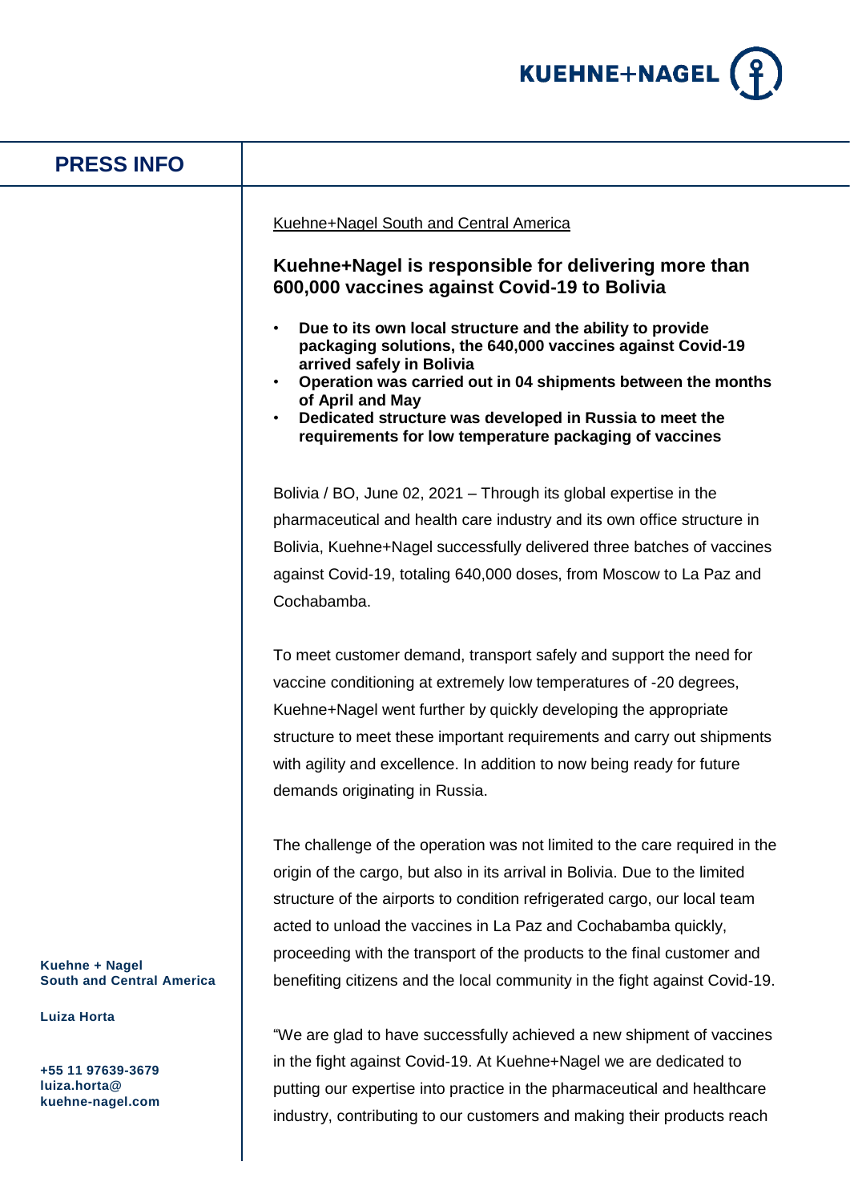# PRESS INFO

Kuehne+Nagel South and Central America

## Kuehne+Nagel is responsible for delivering more than 600,000 vaccines against Covid-19 to Bolivia

- **Due to its own local structure and the ability to provide packaging solutions, the 640,000 vaccines against Covid-19 arrived safely in Bolivia**
- **Operation was carried out in 04 shipments between the months of April and May**
- **Dedicated structure was developed in Russia to meet the requirements for low temperature packaging of vaccines**

Bolivia / BO, June 02, 2021 – Through its global expertise in the pharmaceutical and health care industry and its own office structure in Bolivia, Kuehne+Nagel successfully delivered three batches of vaccines against Covid-19, totaling 640,000 doses, from Moscow to La Paz and Cochabamba.

To meet customer demand, transport safely and support the need for vaccine conditioning at extremely low temperatures of -20 degrees, Kuehne+Nagel went further by quickly developing the appropriate structure to meet these important requirements and carry out shipments with agility and excellence. In addition to now being ready for future demands originating in Russia.

The challenge of the operation was not limited to the care required in the origin of the cargo, but also in its arrival in Bolivia. Due to the limited structure of the airports to condition refrigerated cargo, our local team acted to unload the vaccines in La Paz and Cochabamba quickly, proceeding with the transport of the products to the final customer and benefiting citizens and the local community in the fight against Covid-19.

"We are glad to have successfully achieved a new shipment of vaccines in the fight against Covid-19. At Kuehne+Nagel we are dedicated to putting our expertise into practice in the pharmaceutical and healthcare industry, contributing to our customers and making their products reach

**Kuehne + Nagel**
**South and Central America**

**Luiza Horta**

**+55 11 97639-3679**
**luiza.horta@**
**kuehne-nagel.com**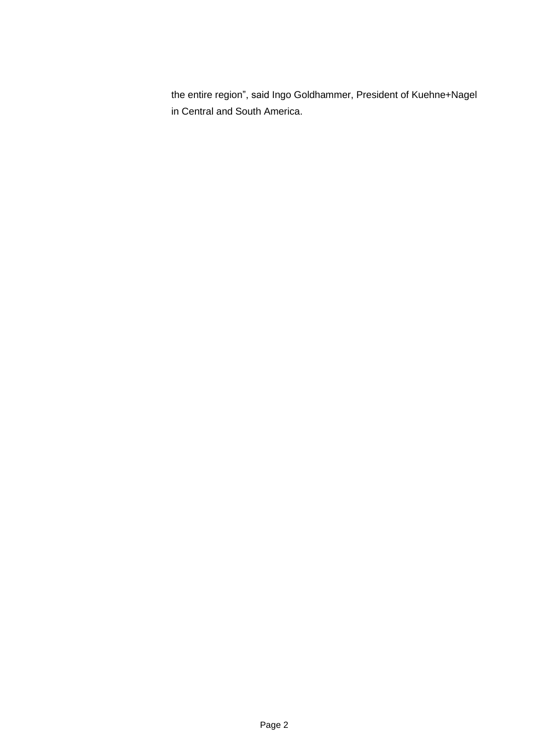the entire region", said Ingo Goldhammer, President of Kuehne+Nagel in Central and South America.